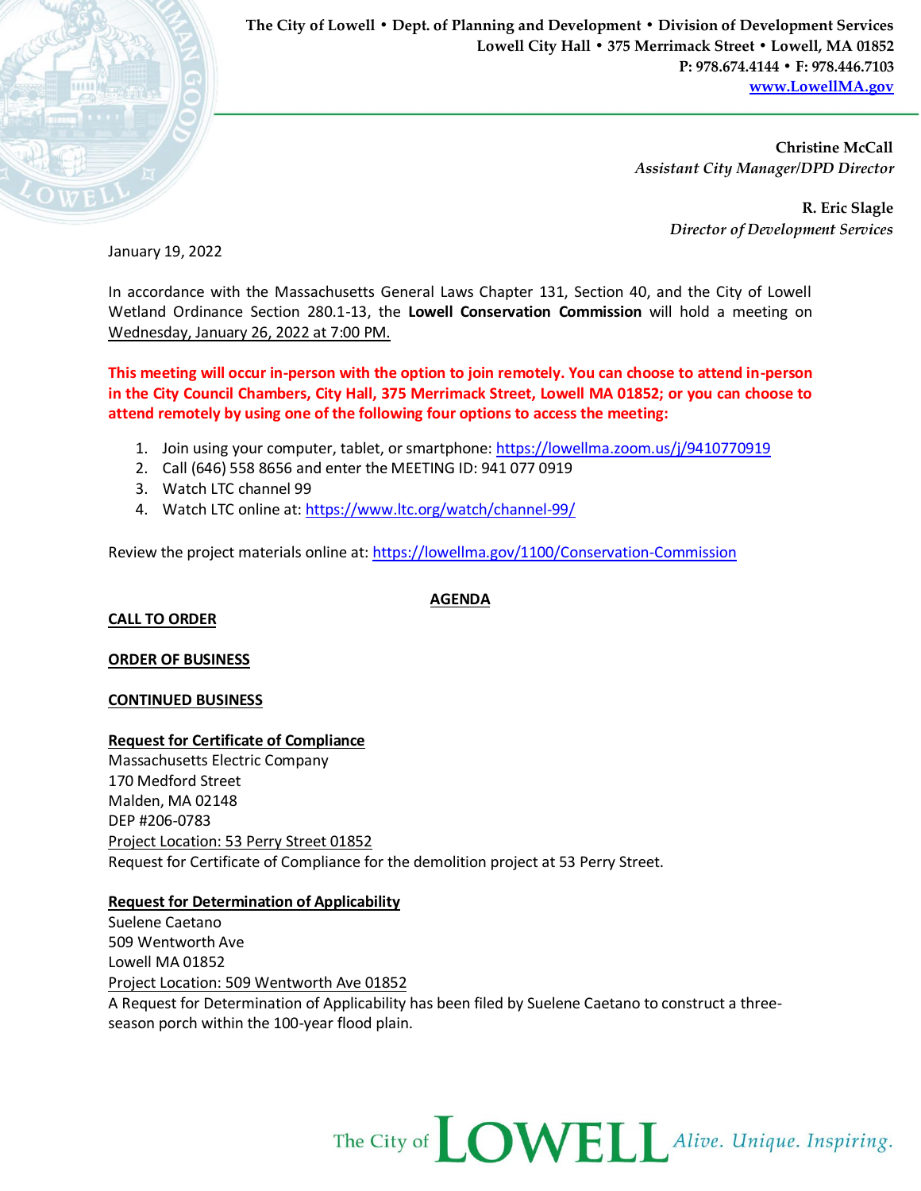**The City of Lowell • Dept. of Planning and Development • Division of Development Services**
**Lowell City Hall • 375 Merrimack Street • Lowell, MA 01852**
**P: 978.674.4144 • F: 978.446.7103**
**[www.LowellMA.gov](http://www.LowellMA.gov)**

**Christine McCall**
*Assistant City Manager/DPD Director*

**R. Eric Slagle**
*Director of Development Services*

January 19, 2022

In accordance with the Massachusetts General Laws Chapter 131, Section 40, and the City of Lowell Wetland Ordinance Section 280.1-13, the **Lowell Conservation Commission** will hold a meeting on Wednesday, January 26, 2022 at 7:00 PM.

**This meeting will occur in-person with the option to join remotely. You can choose to attend in-person in the City Council Chambers, City Hall, 375 Merrimack Street, Lowell MA 01852; or you can choose to attend remotely by using one of the following four options to access the meeting:**

1. Join using your computer, tablet, or smartphone: https://lowellma.zoom.us/j/9410770919
2. Call (646) 558 8656 and enter the MEETING ID: 941 077 0919
3. Watch LTC channel 99
4. Watch LTC online at: https://www.ltc.org/watch/channel-99/

Review the project materials online at: https://lowellma.gov/1100/Conservation-Commission

## AGENDA

**CALL TO ORDER**

**ORDER OF BUSINESS**

**CONTINUED BUSINESS**

**Request for Certificate of Compliance**
Massachusetts Electric Company
170 Medford Street
Malden, MA 02148
DEP #206-0783
Project Location: 53 Perry Street 01852
Request for Certificate of Compliance for the demolition project at 53 Perry Street.

**Request for Determination of Applicability**
Suelene Caetano
509 Wentworth Ave
Lowell MA 01852
Project Location: 509 Wentworth Ave 01852
A Request for Determination of Applicability has been filed by Suelene Caetano to construct a three-season porch within the 100-year flood plain.

The City of LOWELL *Alive. Unique. Inspiring.*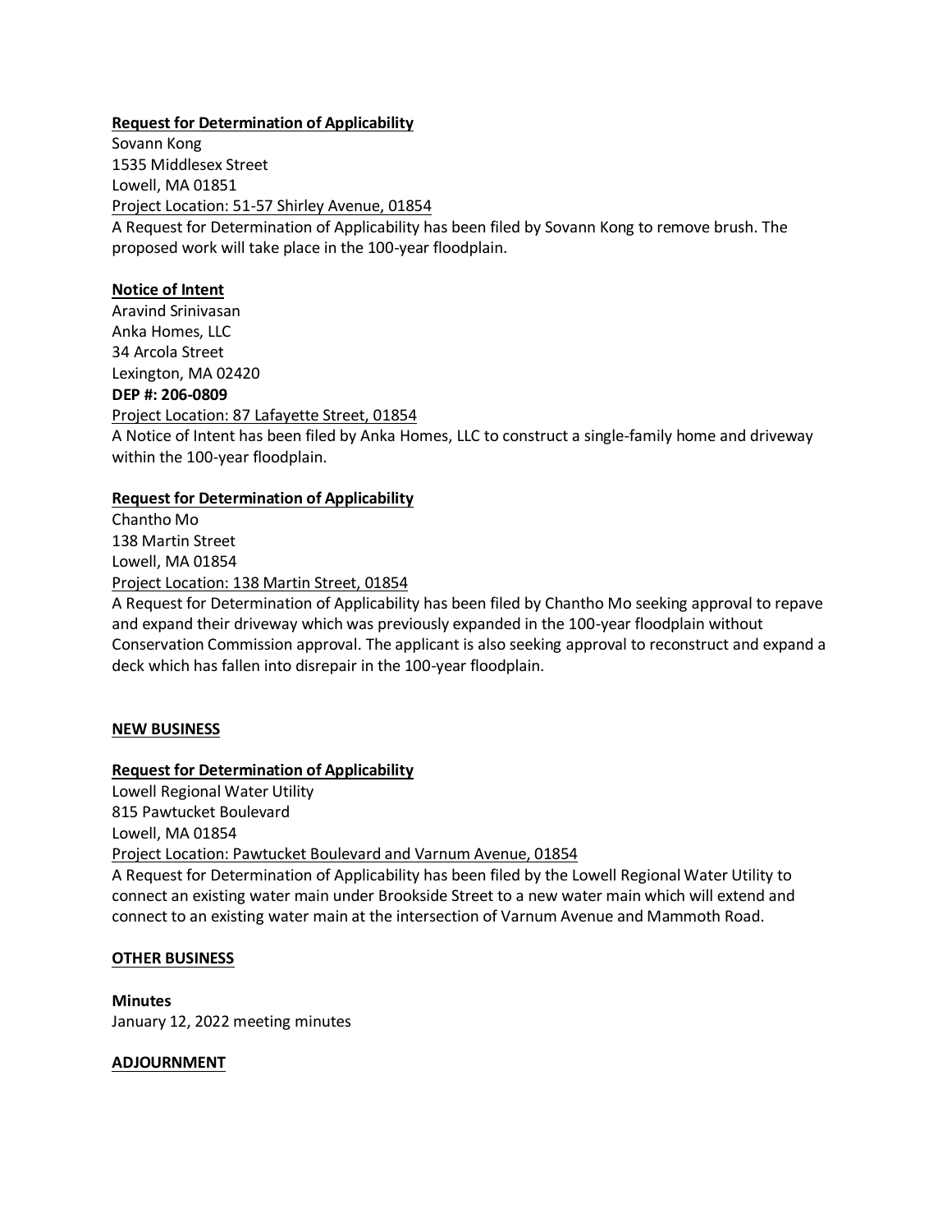**Request for Determination of Applicability**

Sovann Kong
1535 Middlesex Street
Lowell, MA 01851
Project Location: 51-57 Shirley Avenue, 01854
A Request for Determination of Applicability has been filed by Sovann Kong to remove brush. The proposed work will take place in the 100-year floodplain.

**Notice of Intent**

Aravind Srinivasan
Anka Homes, LLC
34 Arcola Street
Lexington, MA 02420
**DEP #: 206-0809**
Project Location: 87 Lafayette Street, 01854
A Notice of Intent has been filed by Anka Homes, LLC to construct a single-family home and driveway within the 100-year floodplain.

**Request for Determination of Applicability**

Chantho Mo
138 Martin Street
Lowell, MA 01854
Project Location: 138 Martin Street, 01854
A Request for Determination of Applicability has been filed by Chantho Mo seeking approval to repave and expand their driveway which was previously expanded in the 100-year floodplain without Conservation Commission approval. The applicant is also seeking approval to reconstruct and expand a deck which has fallen into disrepair in the 100-year floodplain.

## NEW BUSINESS

**Request for Determination of Applicability**

Lowell Regional Water Utility
815 Pawtucket Boulevard
Lowell, MA 01854
Project Location: Pawtucket Boulevard and Varnum Avenue, 01854
A Request for Determination of Applicability has been filed by the Lowell Regional Water Utility to connect an existing water main under Brookside Street to a new water main which will extend and connect to an existing water main at the intersection of Varnum Avenue and Mammoth Road.

## OTHER BUSINESS

**Minutes**

January 12, 2022 meeting minutes

## ADJOURNMENT